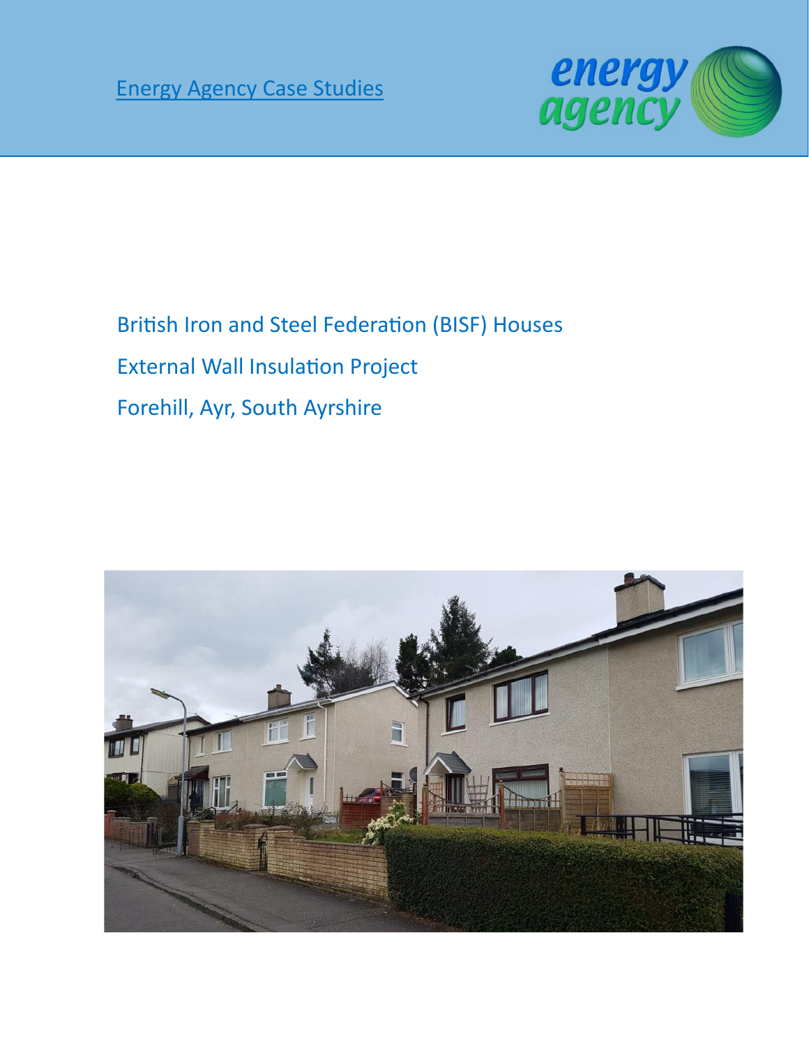Energy Agency Case Studies

# British Iron and Steel Federation (BISF) Houses

# External Wall Insulation Project

# Forehill, Ayr, South Ayrshire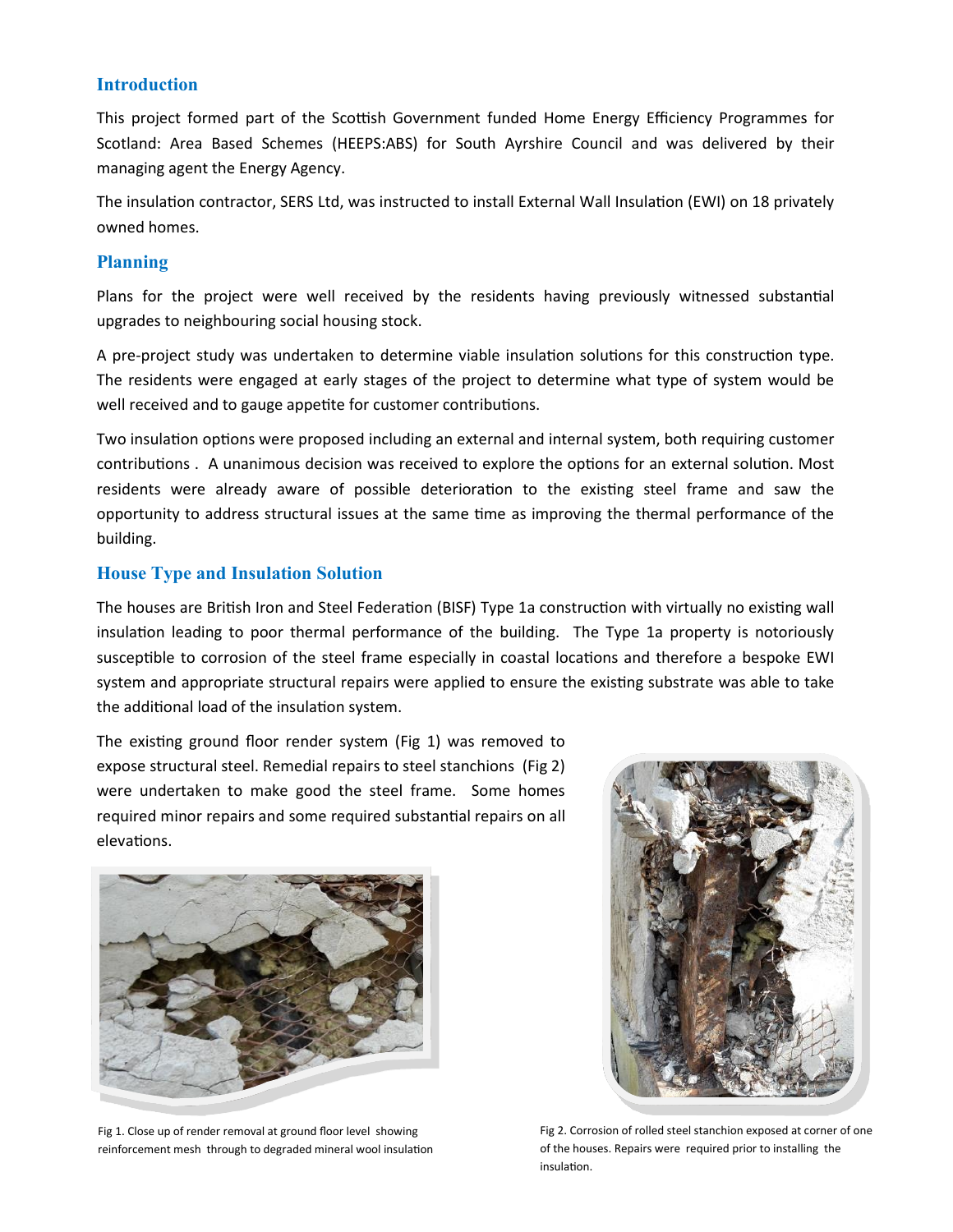## Introduction

This project formed part of the Scottish Government funded Home Energy Efficiency Programmes for Scotland: Area Based Schemes (HEEPS:ABS) for South Ayrshire Council and was delivered by their managing agent the Energy Agency.

The insulation contractor, SERS Ltd, was instructed to install External Wall Insulation (EWI) on 18 privately owned homes.

## Planning

Plans for the project were well received by the residents having previously witnessed substantial upgrades to neighbouring social housing stock.

A pre-project study was undertaken to determine viable insulation solutions for this construction type. The residents were engaged at early stages of the project to determine what type of system would be well received and to gauge appetite for customer contributions.

Two insulation options were proposed including an external and internal system, both requiring customer contributions . A unanimous decision was received to explore the options for an external solution. Most residents were already aware of possible deterioration to the existing steel frame and saw the opportunity to address structural issues at the same time as improving the thermal performance of the building.

## House Type and Insulation Solution

The houses are British Iron and Steel Federation (BISF) Type 1a construction with virtually no existing wall insulation leading to poor thermal performance of the building. The Type 1a property is notoriously susceptible to corrosion of the steel frame especially in coastal locations and therefore a bespoke EWI system and appropriate structural repairs were applied to ensure the existing substrate was able to take the additional load of the insulation system.

The existing ground floor render system (Fig 1) was removed to expose structural steel. Remedial repairs to steel stanchions (Fig 2) were undertaken to make good the steel frame. Some homes required minor repairs and some required substantial repairs on all elevations.

Fig 1. Close up of render removal at ground floor level showing reinforcement mesh through to degraded mineral wool insulation

Fig 2. Corrosion of rolled steel stanchion exposed at corner of one of the houses. Repairs were required prior to installing the insulation.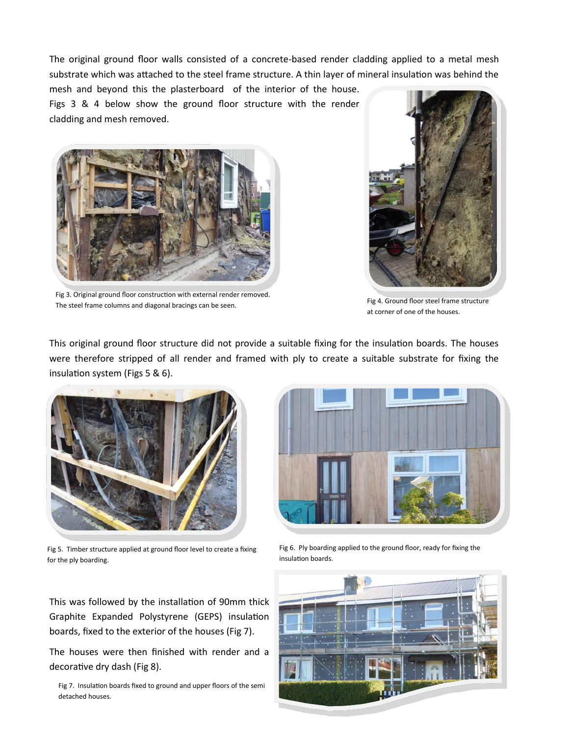The original ground floor walls consisted of a concrete-based render cladding applied to a metal mesh substrate which was attached to the steel frame structure. A thin layer of mineral insulation was behind the mesh and beyond this the plasterboard of the interior of the house. Figs 3 & 4 below show the ground floor structure with the render cladding and mesh removed.

Fig 3. Original ground floor construction with external render removed. The steel frame columns and diagonal bracings can be seen.

Fig 4. Ground floor steel frame structure at corner of one of the houses.

This original ground floor structure did not provide a suitable fixing for the insulation boards. The houses were therefore stripped of all render and framed with ply to create a suitable substrate for fixing the insulation system (Figs 5 & 6).

Fig 5. Timber structure applied at ground floor level to create a fixing for the ply boarding.

Fig 6. Ply boarding applied to the ground floor, ready for fixing the insulation boards.

This was followed by the installation of 90mm thick Graphite Expanded Polystyrene (GEPS) insulation boards, fixed to the exterior of the houses (Fig 7).

The houses were then finished with render and a decorative dry dash (Fig 8).

Fig 7. Insulation boards fixed to ground and upper floors of the semi detached houses.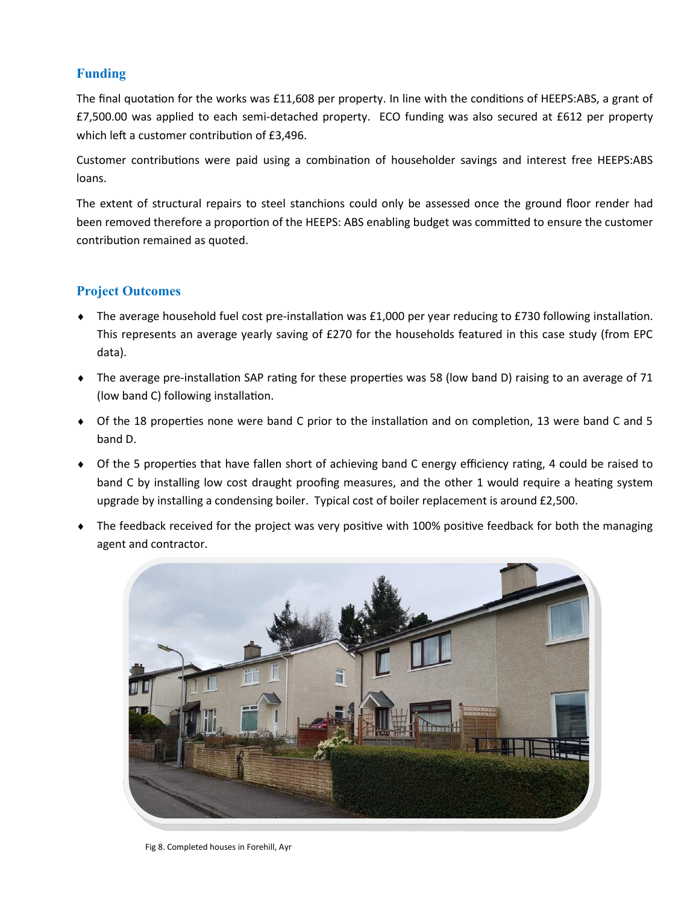## Funding

The final quotation for the works was £11,608 per property. In line with the conditions of HEEPS:ABS, a grant of £7,500.00 was applied to each semi-detached property. ECO funding was also secured at £612 per property which left a customer contribution of £3,496.

Customer contributions were paid using a combination of householder savings and interest free HEEPS:ABS loans.

The extent of structural repairs to steel stanchions could only be assessed once the ground floor render had been removed therefore a proportion of the HEEPS: ABS enabling budget was committed to ensure the customer contribution remained as quoted.

## Project Outcomes

- The average household fuel cost pre-installation was £1,000 per year reducing to £730 following installation. This represents an average yearly saving of £270 for the households featured in this case study (from EPC data).
- The average pre-installation SAP rating for these properties was 58 (low band D) raising to an average of 71 (low band C) following installation.
- Of the 18 properties none were band C prior to the installation and on completion, 13 were band C and 5 band D.
- Of the 5 properties that have fallen short of achieving band C energy efficiency rating, 4 could be raised to band C by installing low cost draught proofing measures, and the other 1 would require a heating system upgrade by installing a condensing boiler. Typical cost of boiler replacement is around £2,500.
- The feedback received for the project was very positive with 100% positive feedback for both the managing agent and contractor.

Fig 8. Completed houses in Forehill, Ayr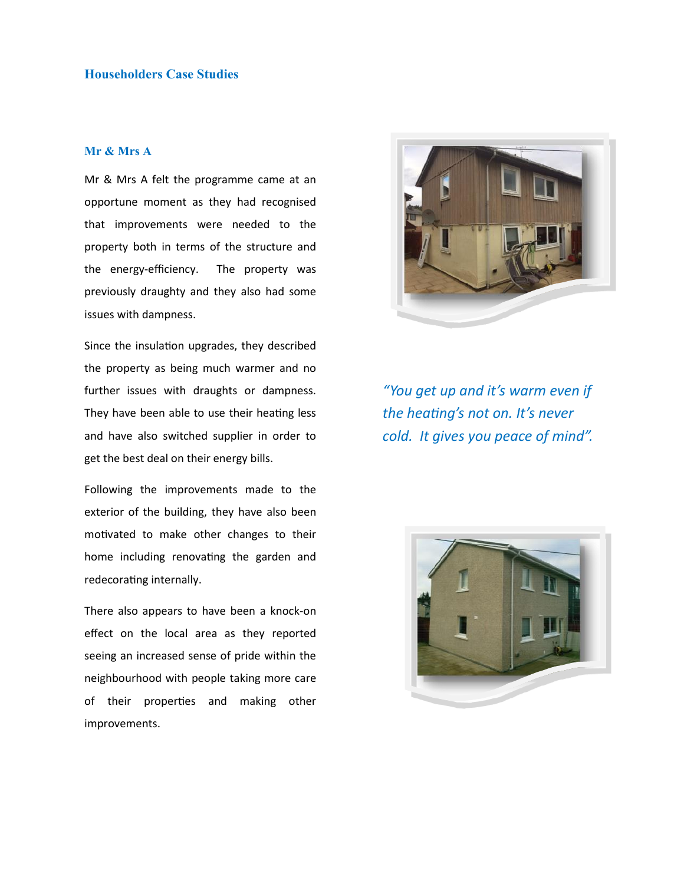## Householders Case Studies

### Mr & Mrs A

Mr & Mrs A felt the programme came at an opportune moment as they had recognised that improvements were needed to the property both in terms of the structure and the energy-efficiency. The property was previously draughty and they also had some issues with dampness.

Since the insulation upgrades, they described the property as being much warmer and no further issues with draughts or dampness. They have been able to use their heating less and have also switched supplier in order to get the best deal on their energy bills.

Following the improvements made to the exterior of the building, they have also been motivated to make other changes to their home including renovating the garden and redecorating internally.

There also appears to have been a knock-on effect on the local area as they reported seeing an increased sense of pride within the neighbourhood with people taking more care of their properties and making other improvements.

*"You get up and it's warm even if the heating's not on. It's never cold. It gives you peace of mind".*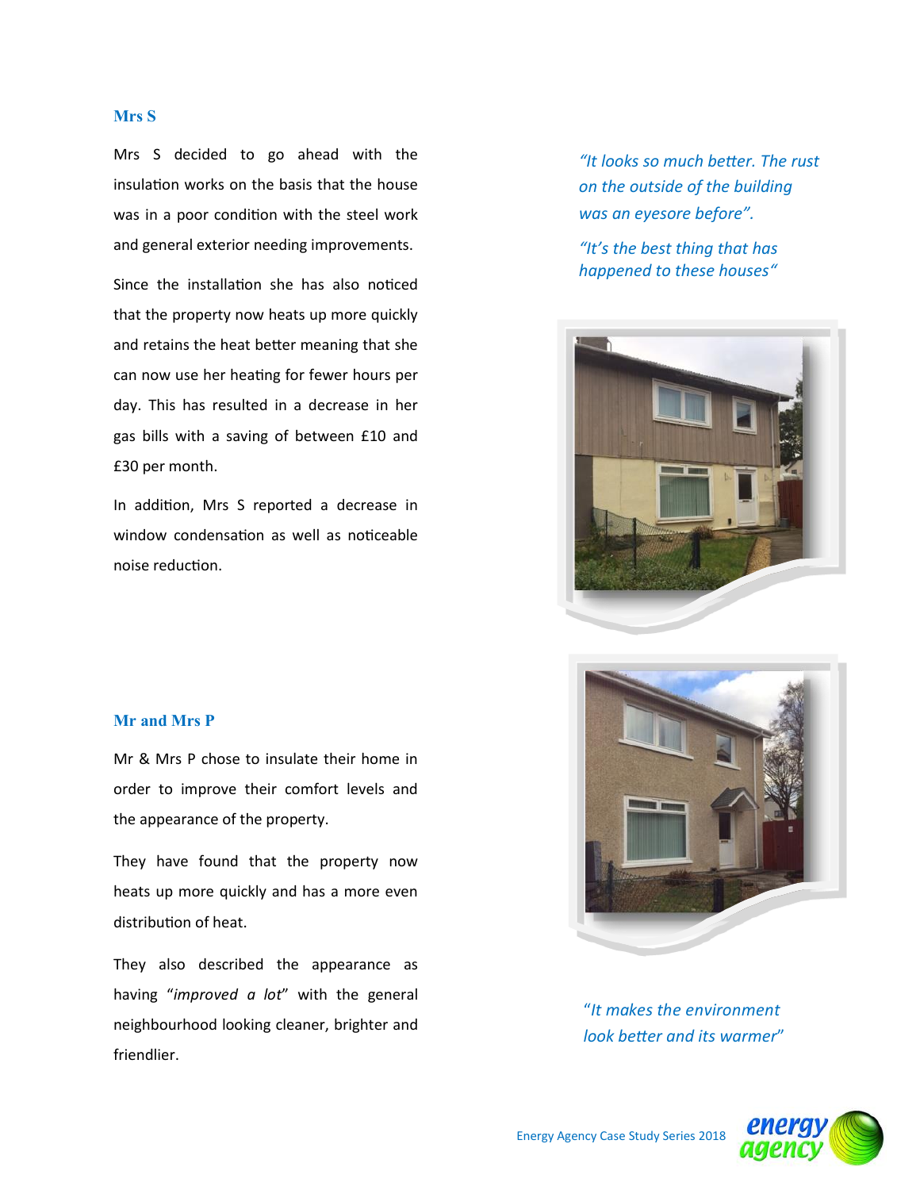### Mrs S

Mrs S decided to go ahead with the insulation works on the basis that the house was in a poor condition with the steel work and general exterior needing improvements.

Since the installation she has also noticed that the property now heats up more quickly and retains the heat better meaning that she can now use her heating for fewer hours per day. This has resulted in a decrease in her gas bills with a saving of between £10 and £30 per month.

In addition, Mrs S reported a decrease in window condensation as well as noticeable noise reduction.

*"It looks so much better. The rust on the outside of the building was an eyesore before".*

*"It's the best thing that has happened to these houses"*

### Mr and Mrs P

Mr & Mrs P chose to insulate their home in order to improve their comfort levels and the appearance of the property.

They have found that the property now heats up more quickly and has a more even distribution of heat.

They also described the appearance as having "*improved a lot*" with the general neighbourhood looking cleaner, brighter and friendlier.

"*It makes the environment look better and its warmer*"